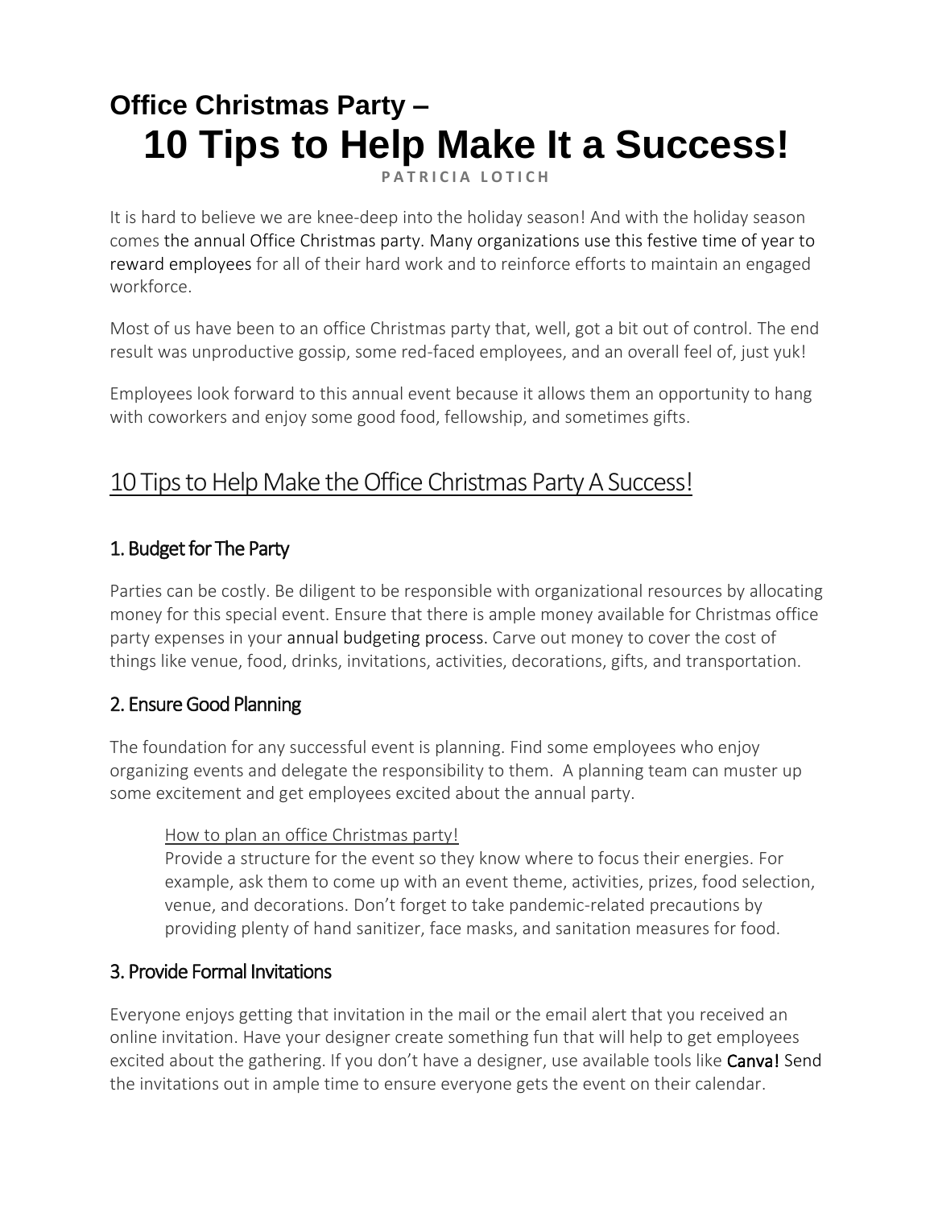# Office Christmas Party – 10 Tips to Help Make It a Success!

PATRICIA LOTICH

It is hard to believe we are knee-deep into the holiday season! And with the holiday season comes the annual Office Christmas party. Many organizations use this festive time of year to reward employees for all of their hard work and to reinforce efforts to maintain an engaged workforce.

Most of us have been to an office Christmas party that, well, got a bit out of control. The end result was unproductive gossip, some red-faced employees, and an overall feel of, just yuk!

Employees look forward to this annual event because it allows them an opportunity to hang with coworkers and enjoy some good food, fellowship, and sometimes gifts.

## 10 Tips to Help Make the Office Christmas Party A Success!

### 1. Budget for The Party

Parties can be costly. Be diligent to be responsible with organizational resources by allocating money for this special event. Ensure that there is ample money available for Christmas office party expenses in your annual budgeting process. Carve out money to cover the cost of things like venue, food, drinks, invitations, activities, decorations, gifts, and transportation.

### 2. Ensure Good Planning

The foundation for any successful event is planning. Find some employees who enjoy organizing events and delegate the responsibility to them. A planning team can muster up some excitement and get employees excited about the annual party.

> How to plan an office Christmas party!
> Provide a structure for the event so they know where to focus their energies. For example, ask them to come up with an event theme, activities, prizes, food selection, venue, and decorations. Don't forget to take pandemic-related precautions by providing plenty of hand sanitizer, face masks, and sanitation measures for food.

### 3. Provide Formal Invitations

Everyone enjoys getting that invitation in the mail or the email alert that you received an online invitation. Have your designer create something fun that will help to get employees excited about the gathering. If you don't have a designer, use available tools like Canva! Send the invitations out in ample time to ensure everyone gets the event on their calendar.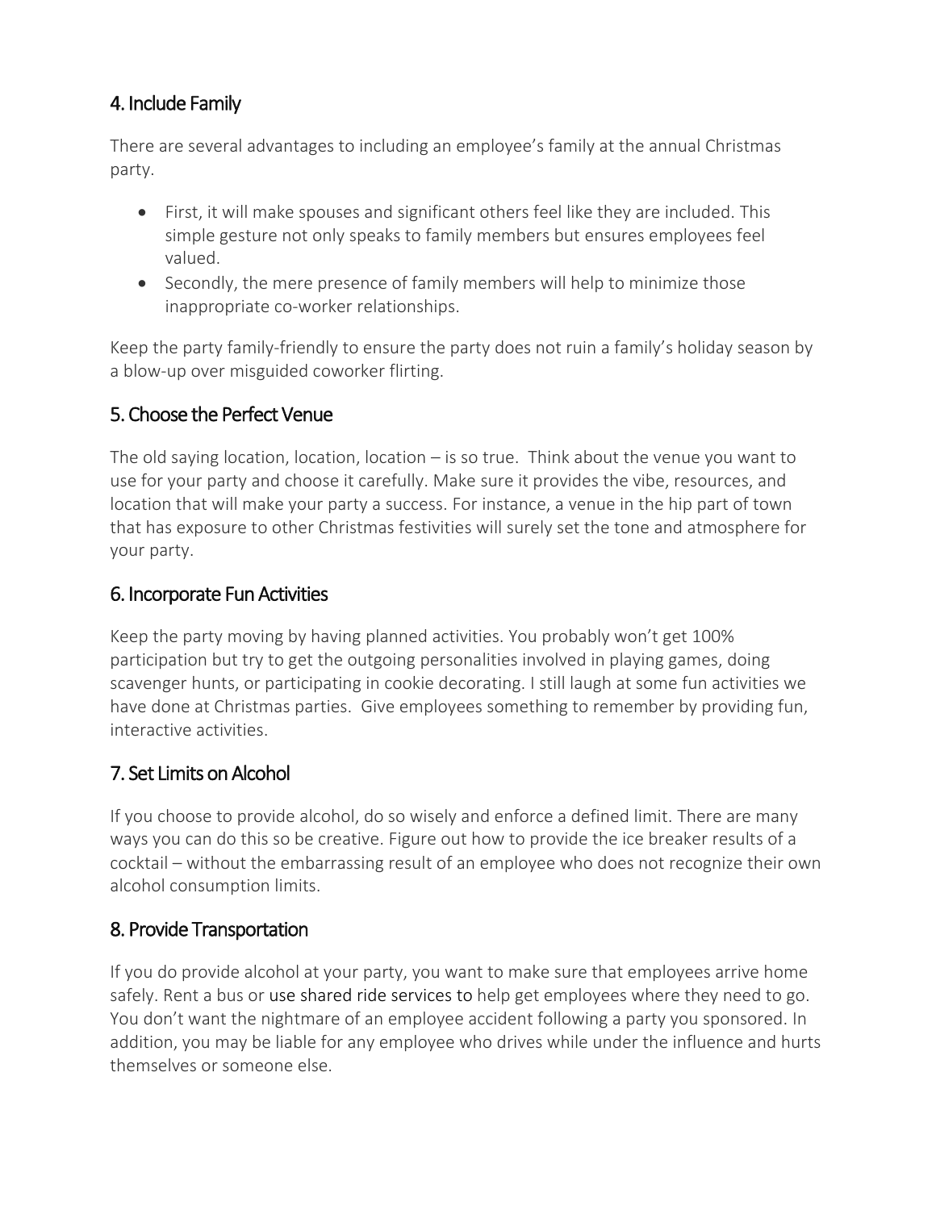## 4. Include Family

There are several advantages to including an employee's family at the annual Christmas party.

- First, it will make spouses and significant others feel like they are included. This simple gesture not only speaks to family members but ensures employees feel valued.
- Secondly, the mere presence of family members will help to minimize those inappropriate co-worker relationships.

Keep the party family-friendly to ensure the party does not ruin a family's holiday season by a blow-up over misguided coworker flirting.

## 5. Choose the Perfect Venue

The old saying location, location, location – is so true. Think about the venue you want to use for your party and choose it carefully. Make sure it provides the vibe, resources, and location that will make your party a success. For instance, a venue in the hip part of town that has exposure to other Christmas festivities will surely set the tone and atmosphere for your party.

## 6. Incorporate Fun Activities

Keep the party moving by having planned activities. You probably won't get 100% participation but try to get the outgoing personalities involved in playing games, doing scavenger hunts, or participating in cookie decorating. I still laugh at some fun activities we have done at Christmas parties. Give employees something to remember by providing fun, interactive activities.

## 7. Set Limits on Alcohol

If you choose to provide alcohol, do so wisely and enforce a defined limit. There are many ways you can do this so be creative. Figure out how to provide the ice breaker results of a cocktail – without the embarrassing result of an employee who does not recognize their own alcohol consumption limits.

## 8. Provide Transportation

If you do provide alcohol at your party, you want to make sure that employees arrive home safely. Rent a bus or use shared ride services to help get employees where they need to go. You don't want the nightmare of an employee accident following a party you sponsored. In addition, you may be liable for any employee who drives while under the influence and hurts themselves or someone else.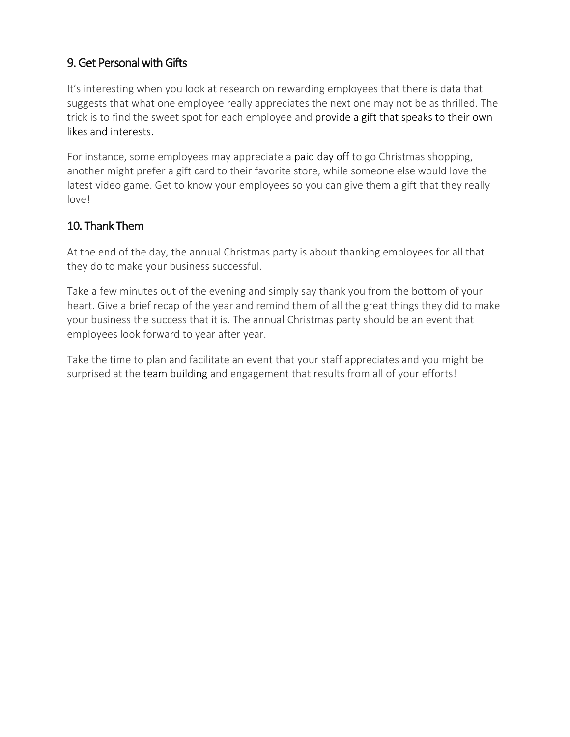## 9. Get Personal with Gifts

It's interesting when you look at research on rewarding employees that there is data that suggests that what one employee really appreciates the next one may not be as thrilled. The trick is to find the sweet spot for each employee and provide a gift that speaks to their own likes and interests.

For instance, some employees may appreciate a paid day off to go Christmas shopping, another might prefer a gift card to their favorite store, while someone else would love the latest video game. Get to know your employees so you can give them a gift that they really love!

## 10. Thank Them

At the end of the day, the annual Christmas party is about thanking employees for all that they do to make your business successful.

Take a few minutes out of the evening and simply say thank you from the bottom of your heart. Give a brief recap of the year and remind them of all the great things they did to make your business the success that it is. The annual Christmas party should be an event that employees look forward to year after year.

Take the time to plan and facilitate an event that your staff appreciates and you might be surprised at the team building and engagement that results from all of your efforts!